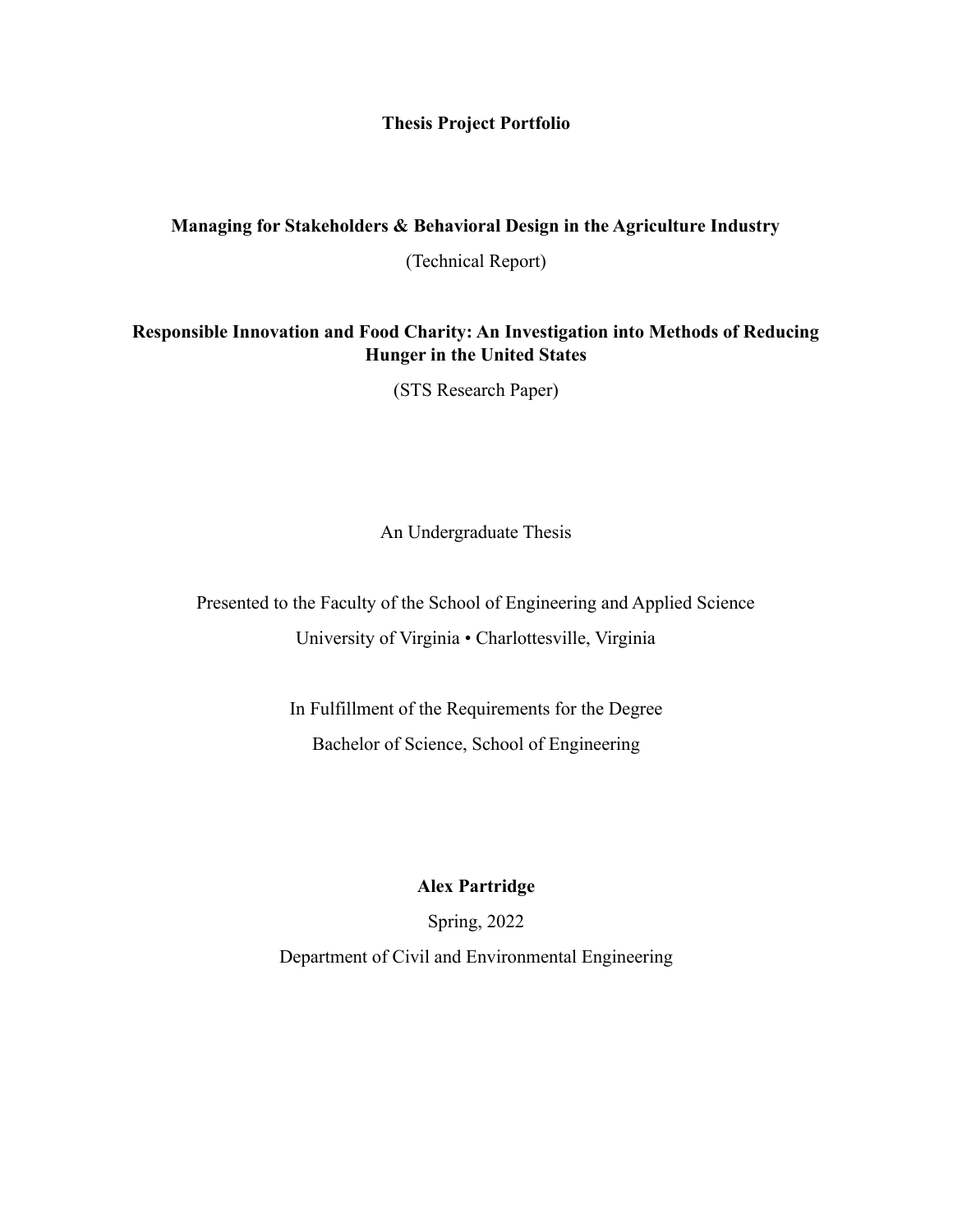# Thesis Project Portfolio

**Managing for Stakeholders & Behavioral Design in the Agriculture Industry**

(Technical Report)

**Responsible Innovation and Food Charity: An Investigation into Methods of Reducing Hunger in the United States**

(STS Research Paper)

An Undergraduate Thesis

Presented to the Faculty of the School of Engineering and Applied Science

University of Virginia • Charlottesville, Virginia

In Fulfillment of the Requirements for the Degree

Bachelor of Science, School of Engineering

**Alex Partridge**

Spring, 2022

Department of Civil and Environmental Engineering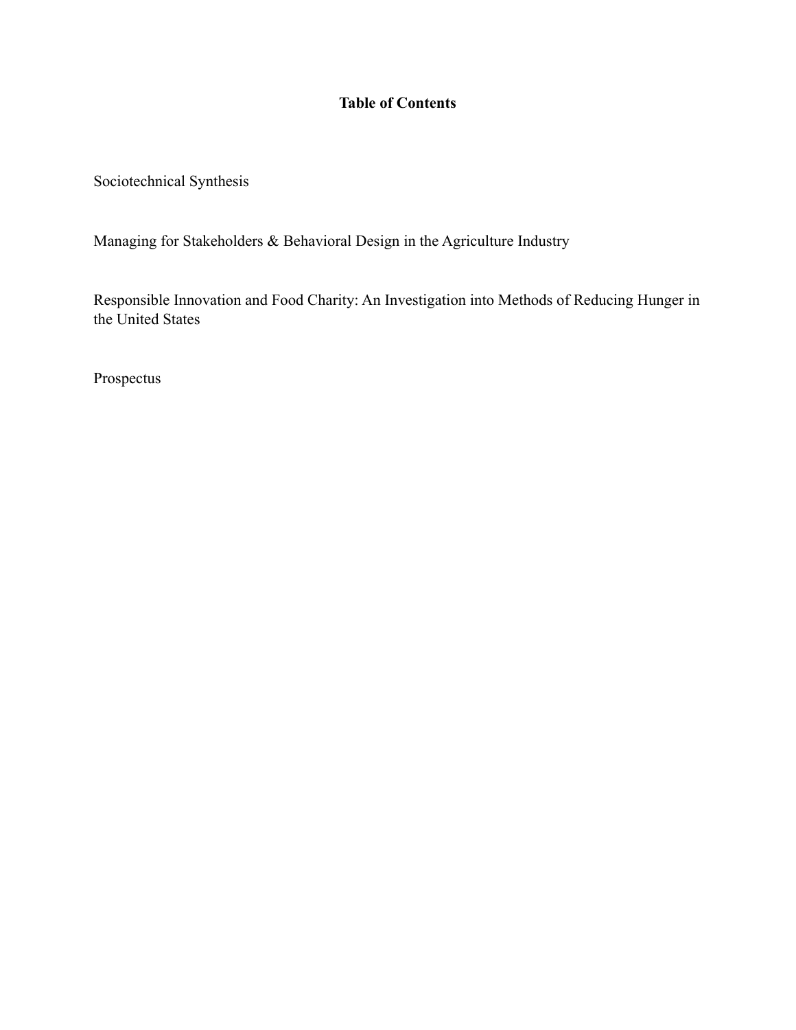**Table of Contents**

Sociotechnical Synthesis

Managing for Stakeholders & Behavioral Design in the Agriculture Industry

Responsible Innovation and Food Charity: An Investigation into Methods of Reducing Hunger in the United States

Prospectus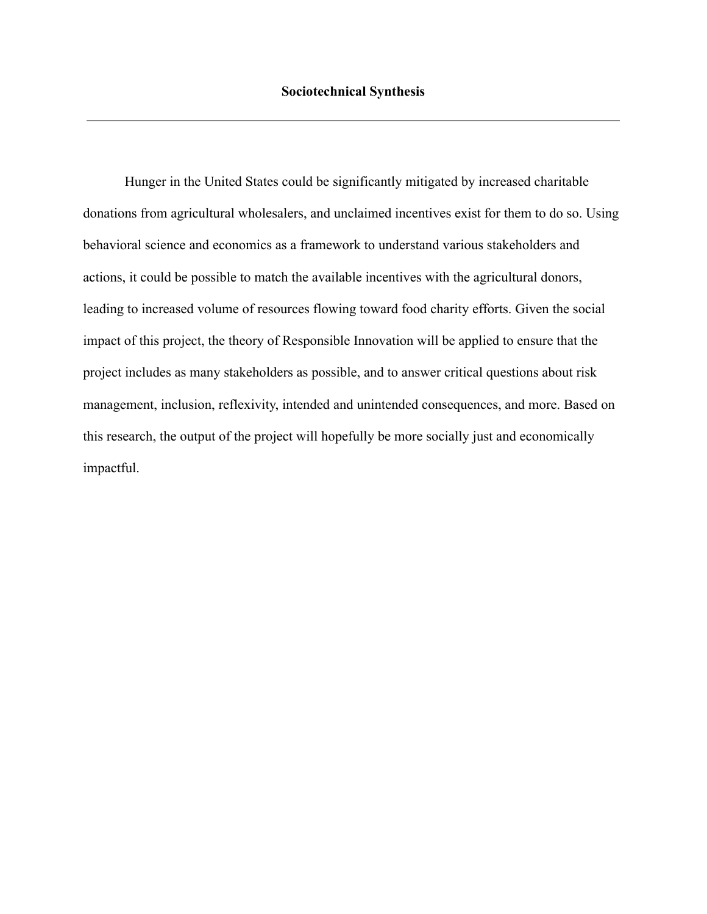# Sociotechnical Synthesis

---

Hunger in the United States could be significantly mitigated by increased charitable donations from agricultural wholesalers, and unclaimed incentives exist for them to do so. Using behavioral science and economics as a framework to understand various stakeholders and actions, it could be possible to match the available incentives with the agricultural donors, leading to increased volume of resources flowing toward food charity efforts. Given the social impact of this project, the theory of Responsible Innovation will be applied to ensure that the project includes as many stakeholders as possible, and to answer critical questions about risk management, inclusion, reflexivity, intended and unintended consequences, and more. Based on this research, the output of the project will hopefully be more socially just and economically impactful.